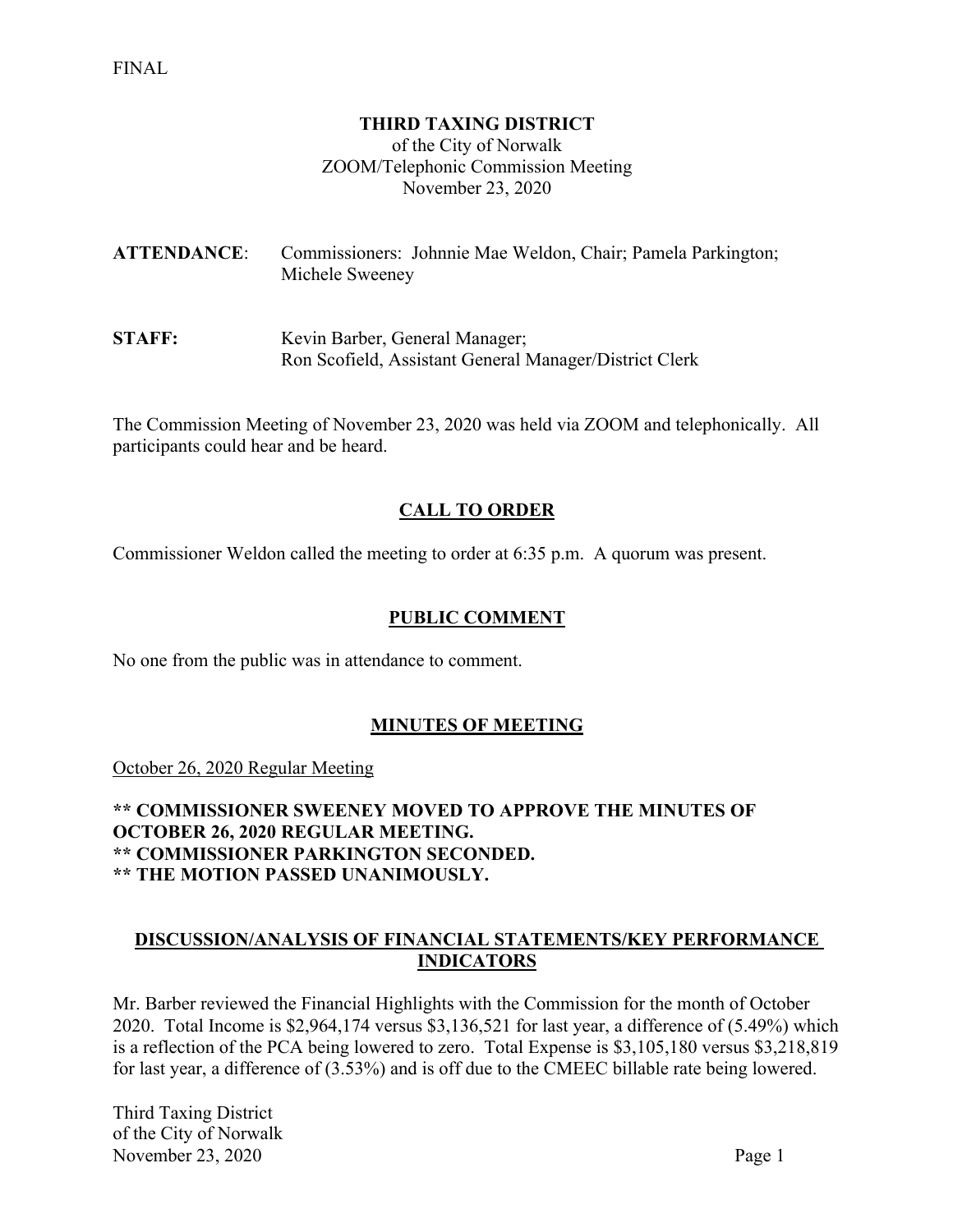FINAL

**THIRD TAXING DISTRICT**
of the City of Norwalk
ZOOM/Telephonic Commission Meeting
November 23, 2020

**ATTENDANCE**: Commissioners: Johnnie Mae Weldon, Chair; Pamela Parkington; Michele Sweeney

**STAFF:** Kevin Barber, General Manager;
Ron Scofield, Assistant General Manager/District Clerk

The Commission Meeting of November 23, 2020 was held via ZOOM and telephonically. All participants could hear and be heard.

## CALL TO ORDER

Commissioner Weldon called the meeting to order at 6:35 p.m. A quorum was present.

## PUBLIC COMMENT

No one from the public was in attendance to comment.

## MINUTES OF MEETING

October 26, 2020 Regular Meeting

**** COMMISSIONER SWEENEY MOVED TO APPROVE THE MINUTES OF OCTOBER 26, 2020 REGULAR MEETING.**
**** COMMISSIONER PARKINGTON SECONDED.**
**** THE MOTION PASSED UNANIMOUSLY.**

## DISCUSSION/ANALYSIS OF FINANCIAL STATEMENTS/KEY PERFORMANCE INDICATORS

Mr. Barber reviewed the Financial Highlights with the Commission for the month of October 2020. Total Income is $2,964,174 versus $3,136,521 for last year, a difference of (5.49%) which is a reflection of the PCA being lowered to zero. Total Expense is $3,105,180 versus $3,218,819 for last year, a difference of (3.53%) and is off due to the CMEEC billable rate being lowered.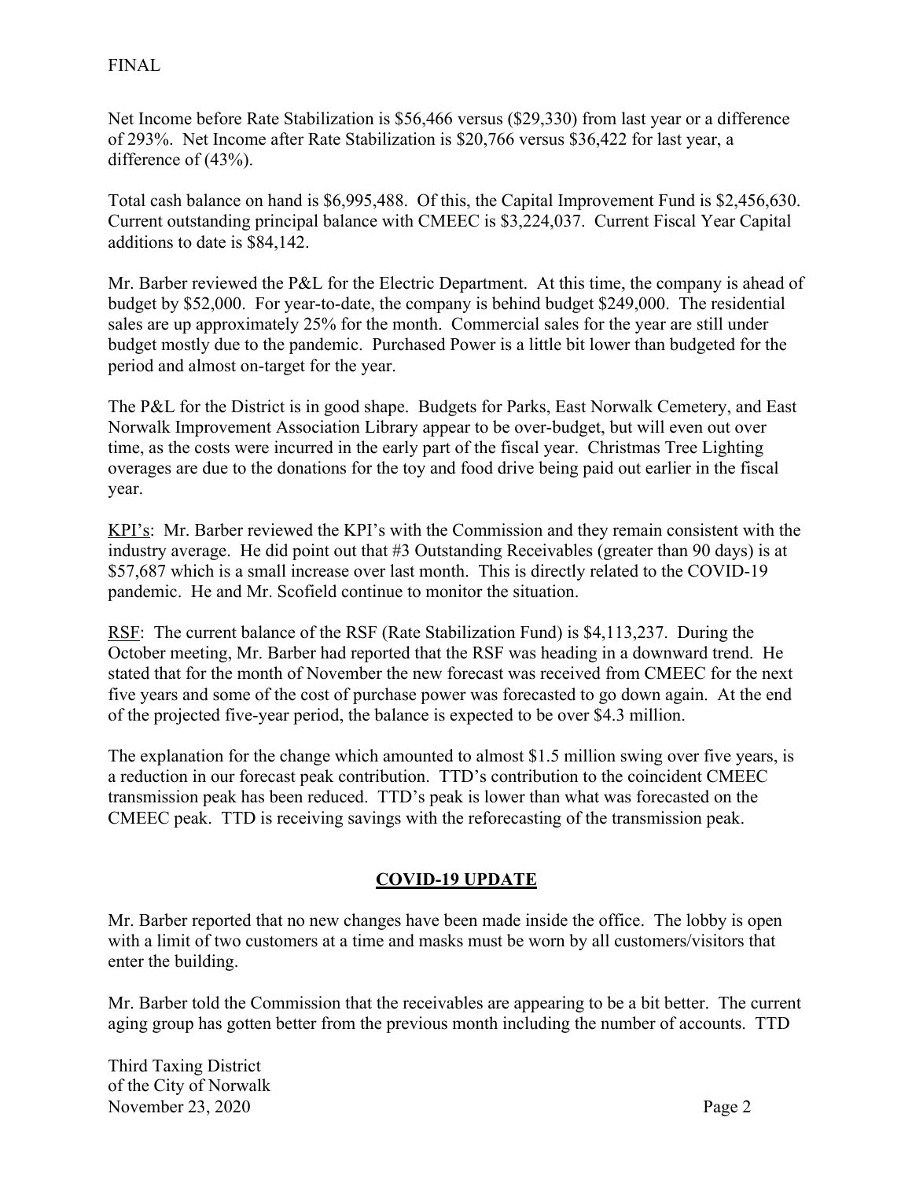Net Income before Rate Stabilization is $56,466 versus ($29,330) from last year or a difference of 293%. Net Income after Rate Stabilization is $20,766 versus $36,422 for last year, a difference of (43%).

Total cash balance on hand is $6,995,488. Of this, the Capital Improvement Fund is $2,456,630. Current outstanding principal balance with CMEEC is $3,224,037. Current Fiscal Year Capital additions to date is $84,142.

Mr. Barber reviewed the P&L for the Electric Department. At this time, the company is ahead of budget by $52,000. For year-to-date, the company is behind budget $249,000. The residential sales are up approximately 25% for the month. Commercial sales for the year are still under budget mostly due to the pandemic. Purchased Power is a little bit lower than budgeted for the period and almost on-target for the year.

The P&L for the District is in good shape. Budgets for Parks, East Norwalk Cemetery, and East Norwalk Improvement Association Library appear to be over-budget, but will even out over time, as the costs were incurred in the early part of the fiscal year. Christmas Tree Lighting overages are due to the donations for the toy and food drive being paid out earlier in the fiscal year.

KPI's: Mr. Barber reviewed the KPI's with the Commission and they remain consistent with the industry average. He did point out that #3 Outstanding Receivables (greater than 90 days) is at $57,687 which is a small increase over last month. This is directly related to the COVID-19 pandemic. He and Mr. Scofield continue to monitor the situation.

RSF: The current balance of the RSF (Rate Stabilization Fund) is $4,113,237. During the October meeting, Mr. Barber had reported that the RSF was heading in a downward trend. He stated that for the month of November the new forecast was received from CMEEC for the next five years and some of the cost of purchase power was forecasted to go down again. At the end of the projected five-year period, the balance is expected to be over $4.3 million.

The explanation for the change which amounted to almost $1.5 million swing over five years, is a reduction in our forecast peak contribution. TTD's contribution to the coincident CMEEC transmission peak has been reduced. TTD's peak is lower than what was forecasted on the CMEEC peak. TTD is receiving savings with the reforecasting of the transmission peak.

## COVID-19 UPDATE

Mr. Barber reported that no new changes have been made inside the office. The lobby is open with a limit of two customers at a time and masks must be worn by all customers/visitors that enter the building.

Mr. Barber told the Commission that the receivables are appearing to be a bit better. The current aging group has gotten better from the previous month including the number of accounts. TTD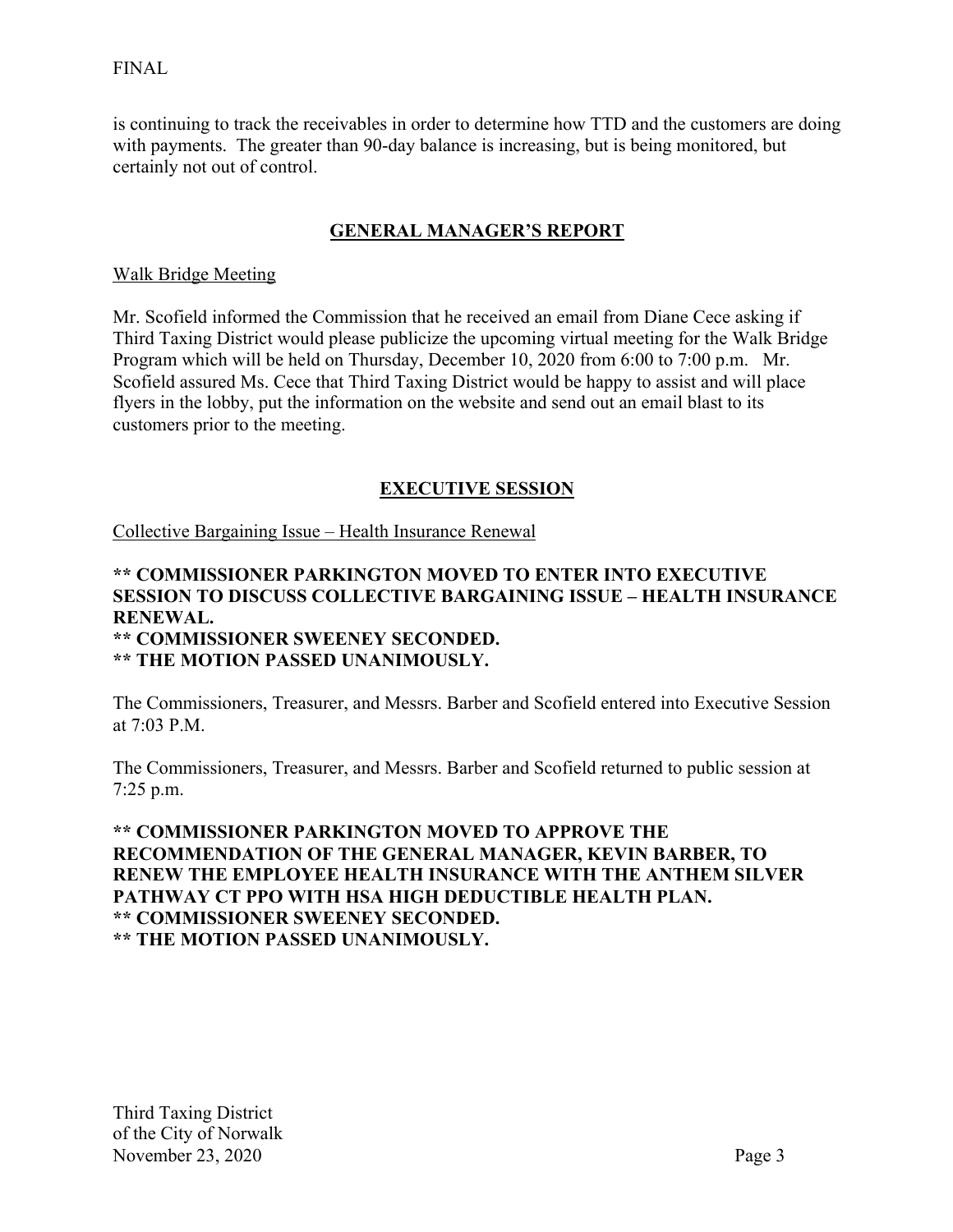FINAL

is continuing to track the receivables in order to determine how TTD and the customers are doing with payments. The greater than 90-day balance is increasing, but is being monitored, but certainly not out of control.

## GENERAL MANAGER'S REPORT

Walk Bridge Meeting

Mr. Scofield informed the Commission that he received an email from Diane Cece asking if Third Taxing District would please publicize the upcoming virtual meeting for the Walk Bridge Program which will be held on Thursday, December 10, 2020 from 6:00 to 7:00 p.m. Mr. Scofield assured Ms. Cece that Third Taxing District would be happy to assist and will place flyers in the lobby, put the information on the website and send out an email blast to its customers prior to the meeting.

## EXECUTIVE SESSION

Collective Bargaining Issue – Health Insurance Renewal

**** COMMISSIONER PARKINGTON MOVED TO ENTER INTO EXECUTIVE SESSION TO DISCUSS COLLECTIVE BARGAINING ISSUE – HEALTH INSURANCE RENEWAL.**
**** COMMISSIONER SWEENEY SECONDED.**
**** THE MOTION PASSED UNANIMOUSLY.**

The Commissioners, Treasurer, and Messrs. Barber and Scofield entered into Executive Session at 7:03 P.M.

The Commissioners, Treasurer, and Messrs. Barber and Scofield returned to public session at 7:25 p.m.

**** COMMISSIONER PARKINGTON MOVED TO APPROVE THE RECOMMENDATION OF THE GENERAL MANAGER, KEVIN BARBER, TO RENEW THE EMPLOYEE HEALTH INSURANCE WITH THE ANTHEM SILVER PATHWAY CT PPO WITH HSA HIGH DEDUCTIBLE HEALTH PLAN.**
**** COMMISSIONER SWEENEY SECONDED.**
**** THE MOTION PASSED UNANIMOUSLY.**

Third Taxing District
of the City of Norwalk
November 23, 2020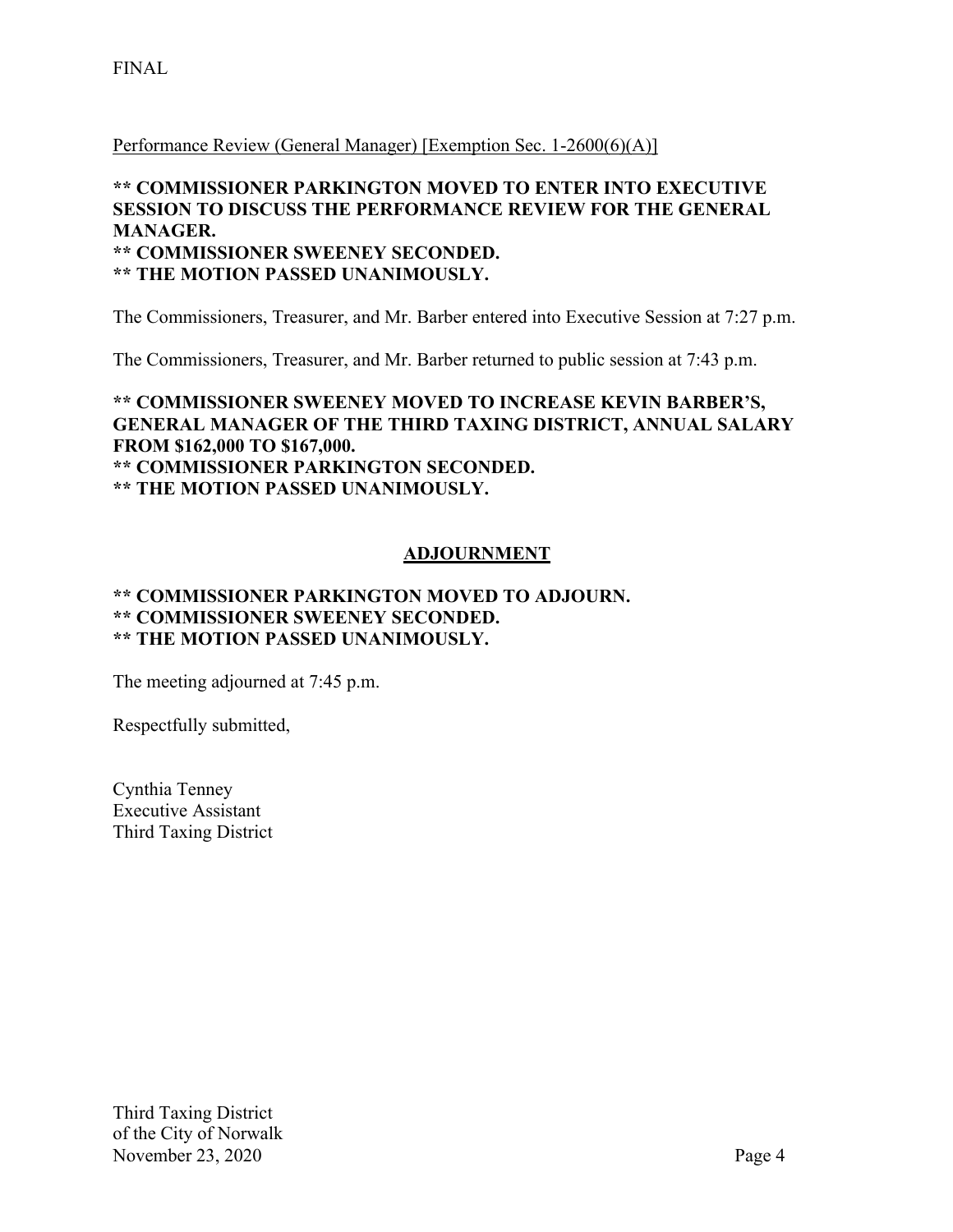FINAL

Performance Review (General Manager) [Exemption Sec. 1-2600(6)(A)]

**** COMMISSIONER PARKINGTON MOVED TO ENTER INTO EXECUTIVE SESSION TO DISCUSS THE PERFORMANCE REVIEW FOR THE GENERAL MANAGER.**
**** COMMISSIONER SWEENEY SECONDED.**
**** THE MOTION PASSED UNANIMOUSLY.**

The Commissioners, Treasurer, and Mr. Barber entered into Executive Session at 7:27 p.m.

The Commissioners, Treasurer, and Mr. Barber returned to public session at 7:43 p.m.

**** COMMISSIONER SWEENEY MOVED TO INCREASE KEVIN BARBER'S, GENERAL MANAGER OF THE THIRD TAXING DISTRICT, ANNUAL SALARY FROM $162,000 TO $167,000.**
**** COMMISSIONER PARKINGTON SECONDED.**
**** THE MOTION PASSED UNANIMOUSLY.**

## ADJOURNMENT

**** COMMISSIONER PARKINGTON MOVED TO ADJOURN.**
**** COMMISSIONER SWEENEY SECONDED.**
**** THE MOTION PASSED UNANIMOUSLY.**

The meeting adjourned at 7:45 p.m.

Respectfully submitted,

Cynthia Tenney
Executive Assistant
Third Taxing District